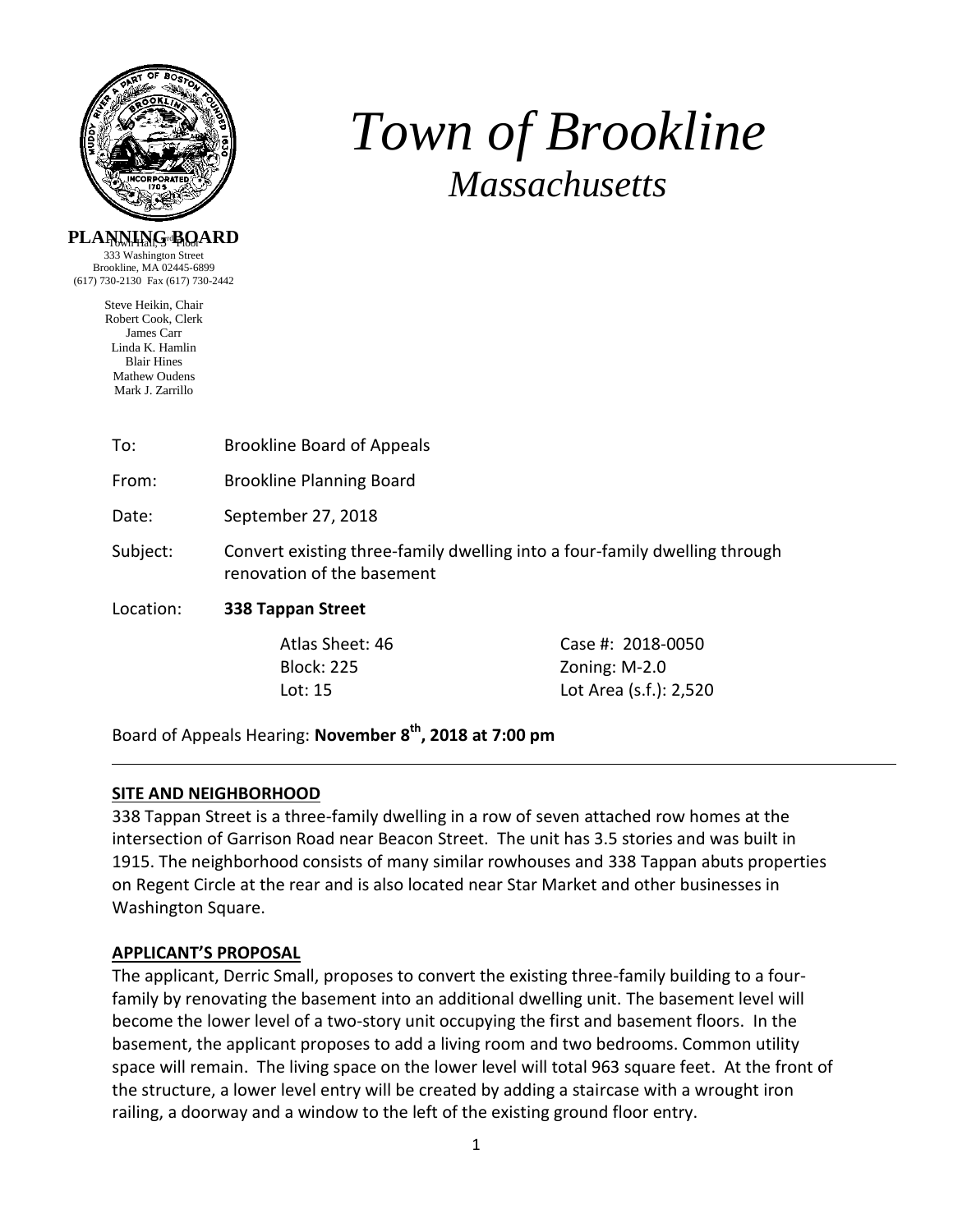# Town of Brookline

*Massachusetts*

**PLANNING BOARD**
Town Hall, 3rd Floor
333 Washington Street
Brookline, MA 02445-6899
(617) 730-2130 Fax (617) 730-2442

Steve Heikin, Chair
Robert Cook, Clerk
James Carr
Linda K. Hamlin
Blair Hines
Mathew Oudens
Mark J. Zarrillo

| | |
|---|---|
| To: | Brookline Board of Appeals |
| From: | Brookline Planning Board |
| Date: | September 27, 2018 |
| Subject: | Convert existing three-family dwelling into a four-family dwelling through renovation of the basement |
| Location: | **338 Tappan Street** |

| | |
|---|---|
| Atlas Sheet: 46 | Case #: 2018-0050 |
| Block: 225 | Zoning: M-2.0 |
| Lot: 15 | Lot Area (s.f.): 2,520 |

Board of Appeals Hearing: **November 8th, 2018 at 7:00 pm**

---

## SITE AND NEIGHBORHOOD

338 Tappan Street is a three-family dwelling in a row of seven attached row homes at the intersection of Garrison Road near Beacon Street. The unit has 3.5 stories and was built in 1915. The neighborhood consists of many similar rowhouses and 338 Tappan abuts properties on Regent Circle at the rear and is also located near Star Market and other businesses in Washington Square.

## APPLICANT'S PROPOSAL

The applicant, Derric Small, proposes to convert the existing three-family building to a four-family by renovating the basement into an additional dwelling unit. The basement level will become the lower level of a two-story unit occupying the first and basement floors. In the basement, the applicant proposes to add a living room and two bedrooms. Common utility space will remain. The living space on the lower level will total 963 square feet. At the front of the structure, a lower level entry will be created by adding a staircase with a wrought iron railing, a doorway and a window to the left of the existing ground floor entry.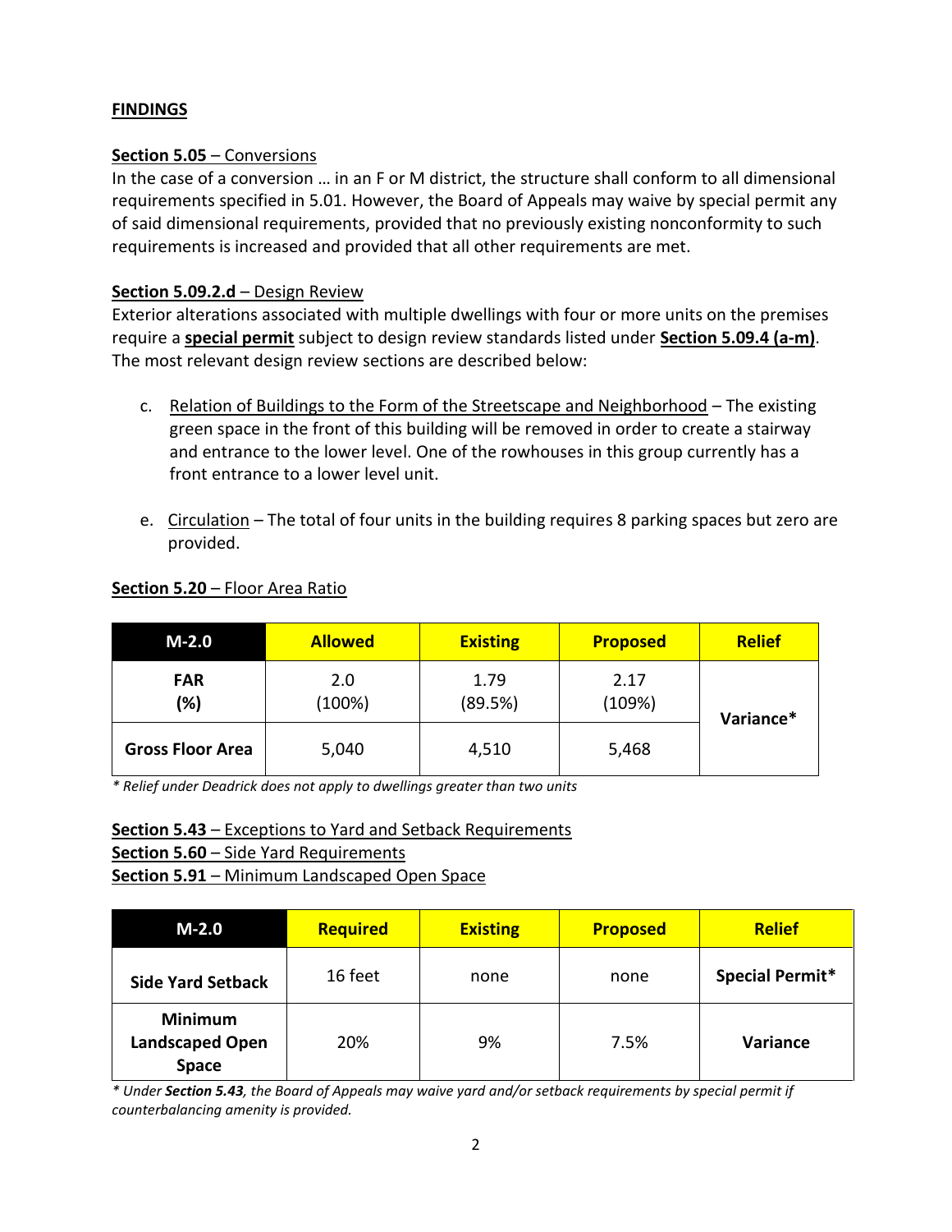## FINDINGS

**Section 5.05** – Conversions

In the case of a conversion … in an F or M district, the structure shall conform to all dimensional requirements specified in 5.01. However, the Board of Appeals may waive by special permit any of said dimensional requirements, provided that no previously existing nonconformity to such requirements is increased and provided that all other requirements are met.

**Section 5.09.2.d** – Design Review

Exterior alterations associated with multiple dwellings with four or more units on the premises require a **special permit** subject to design review standards listed under **Section 5.09.4 (a-m)**. The most relevant design review sections are described below:

c. Relation of Buildings to the Form of the Streetscape and Neighborhood – The existing green space in the front of this building will be removed in order to create a stairway and entrance to the lower level. One of the rowhouses in this group currently has a front entrance to a lower level unit.

e. Circulation – The total of four units in the building requires 8 parking spaces but zero are provided.

**Section 5.20** – Floor Area Ratio

| M-2.0 | Allowed | Existing | Proposed | Relief |
|---|---|---|---|---|
| **FAR (%)** | 2.0 (100%) | 1.79 (89.5%) | 2.17 (109%) | **Variance*** |
| **Gross Floor Area** | 5,040 | 4,510 | 5,468 | |

*\* Relief under Deadrick does not apply to dwellings greater than two units*

**Section 5.43** – Exceptions to Yard and Setback Requirements

**Section 5.60** – Side Yard Requirements

**Section 5.91** – Minimum Landscaped Open Space

| M-2.0 | Required | Existing | Proposed | Relief |
|---|---|---|---|---|
| **Side Yard Setback** | 16 feet | none | none | **Special Permit*** |
| **Minimum Landscaped Open Space** | 20% | 9% | 7.5% | **Variance** |

*\* Under **Section 5.43**, the Board of Appeals may waive yard and/or setback requirements by special permit if counterbalancing amenity is provided.*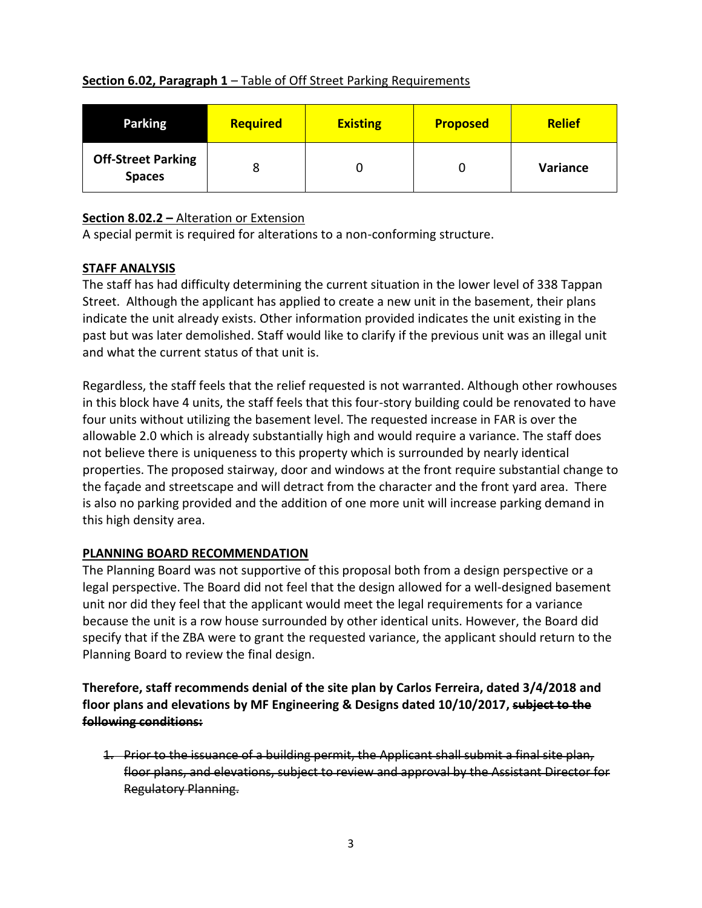**Section 6.02, Paragraph 1** – Table of Off Street Parking Requirements

| Parking | Required | Existing | Proposed | Relief |
|---|---|---|---|---|
| **Off-Street Parking Spaces** | 8 | 0 | 0 | **Variance** |

**Section 8.02.2 –** Alteration or Extension
A special permit is required for alterations to a non-conforming structure.

**STAFF ANALYSIS**

The staff has had difficulty determining the current situation in the lower level of 338 Tappan Street. Although the applicant has applied to create a new unit in the basement, their plans indicate the unit already exists. Other information provided indicates the unit existing in the past but was later demolished. Staff would like to clarify if the previous unit was an illegal unit and what the current status of that unit is.

Regardless, the staff feels that the relief requested is not warranted. Although other rowhouses in this block have 4 units, the staff feels that this four-story building could be renovated to have four units without utilizing the basement level. The requested increase in FAR is over the allowable 2.0 which is already substantially high and would require a variance. The staff does not believe there is uniqueness to this property which is surrounded by nearly identical properties. The proposed stairway, door and windows at the front require substantial change to the façade and streetscape and will detract from the character and the front yard area. There is also no parking provided and the addition of one more unit will increase parking demand in this high density area.

**PLANNING BOARD RECOMMENDATION**

The Planning Board was not supportive of this proposal both from a design perspective or a legal perspective. The Board did not feel that the design allowed for a well-designed basement unit nor did they feel that the applicant would meet the legal requirements for a variance because the unit is a row house surrounded by other identical units. However, the Board did specify that if the ZBA were to grant the requested variance, the applicant should return to the Planning Board to review the final design.

**Therefore, staff recommends denial of the site plan by Carlos Ferreira, dated 3/4/2018 and floor plans and elevations by MF Engineering & Designs dated 10/10/2017, ~~subject to the following conditions:~~**

1. ~~Prior to the issuance of a building permit, the Applicant shall submit a final site plan, floor plans, and elevations, subject to review and approval by the Assistant Director for Regulatory Planning.~~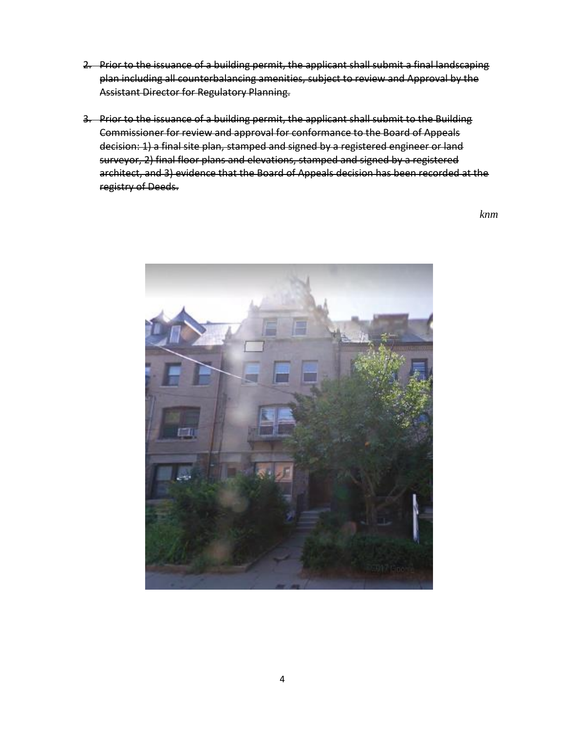2. ~~Prior to the issuance of a building permit, the applicant shall submit a final landscaping plan including all counterbalancing amenities, subject to review and Approval by the Assistant Director for Regulatory Planning.~~

3. ~~Prior to the issuance of a building permit, the applicant shall submit to the Building Commissioner for review and approval for conformance to the Board of Appeals decision: 1) a final site plan, stamped and signed by a registered engineer or land surveyor, 2) final floor plans and elevations, stamped and signed by a registered architect, and 3) evidence that the Board of Appeals decision has been recorded at the registry of Deeds.~~

*knm*